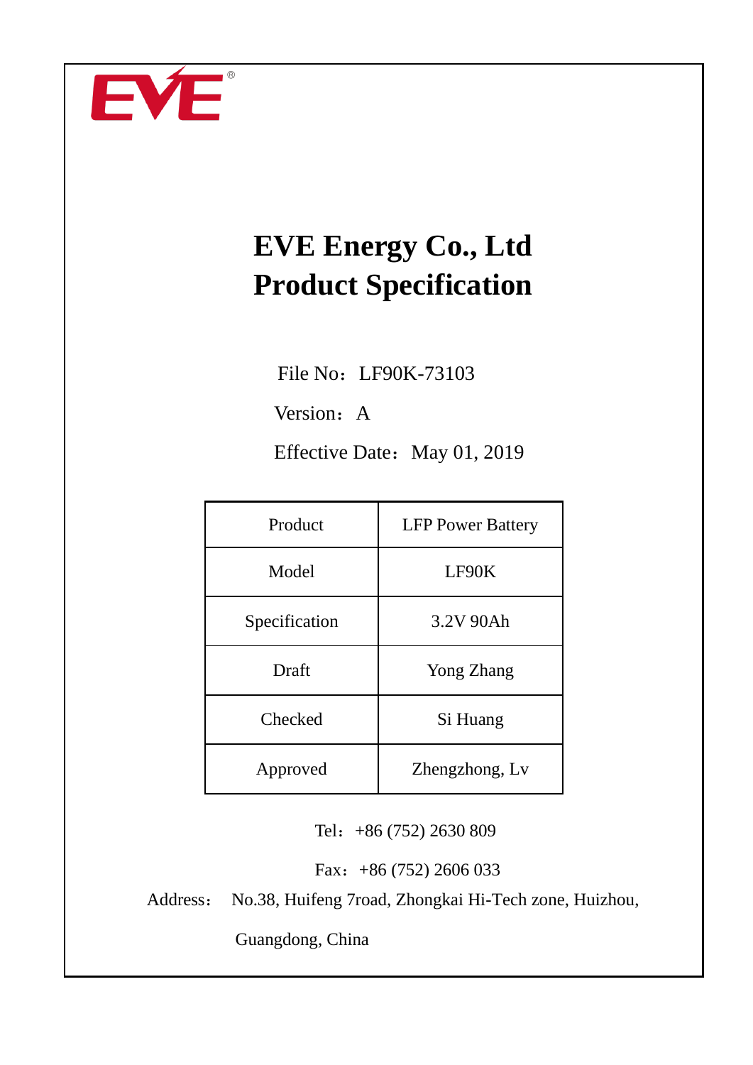EVE®

# EVE Energy Co., Ltd
# Product Specification

File No：LF90K-73103

Version：A

Effective Date：May 01, 2019

| Product | LFP Power Battery |
| --- | --- |
| Model | LF90K |
| Specification | 3.2V 90Ah |
| Draft | Yong Zhang |
| Checked | Si Huang |
| Approved | Zhengzhong, Lv |

Tel：+86 (752) 2630 809

Fax：+86 (752) 2606 033

Address： No.38, Huifeng 7road, Zhongkai Hi-Tech zone, Huizhou, Guangdong, China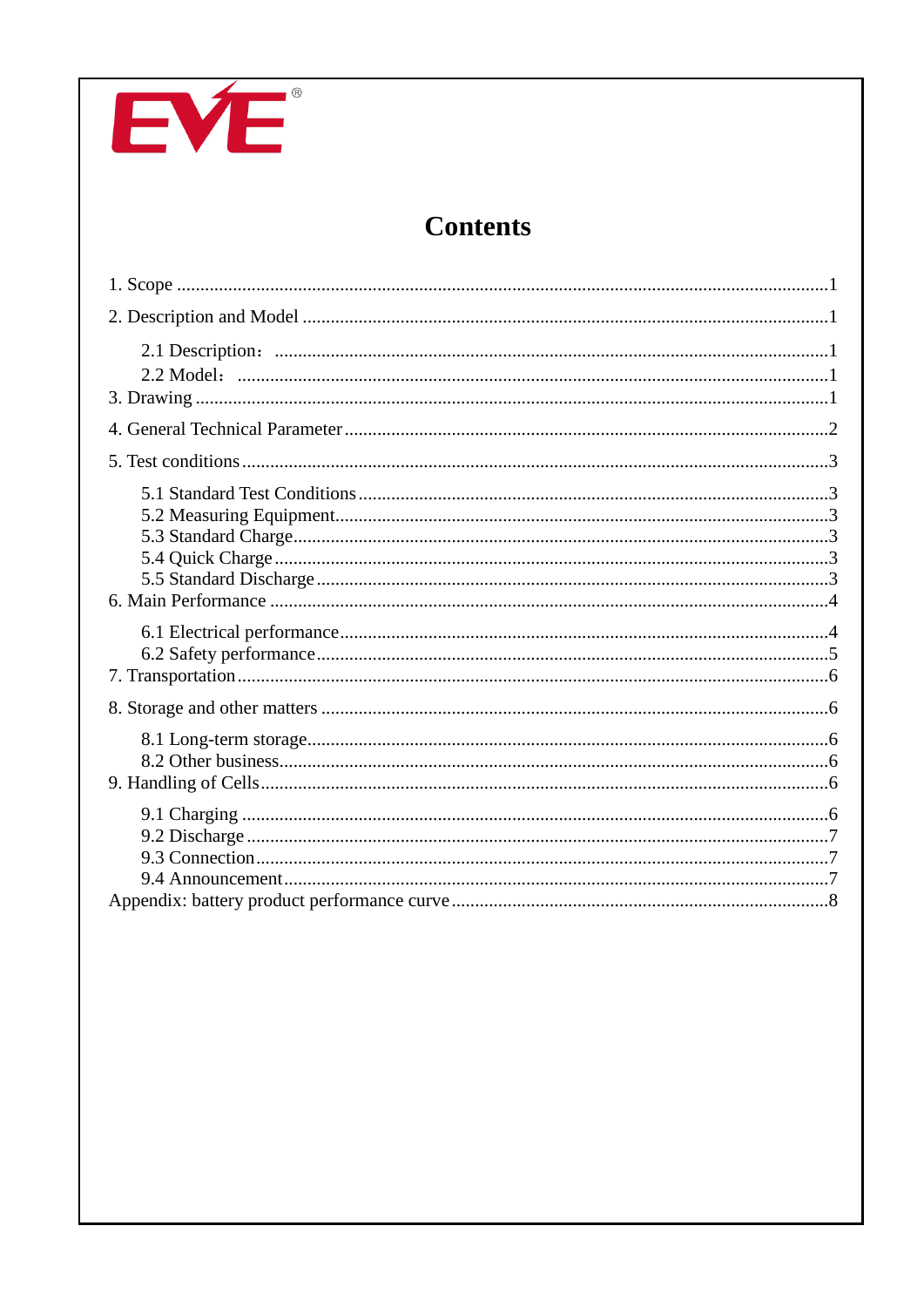# Contents

1. Scope ........................................................................................................................................1

2. Description and Model ...............................................................................................................1

   2.1 Description： ..................................................................................................................1

   2.2 Model： ..........................................................................................................................1

3. Drawing ......................................................................................................................................1

4. General Technical Parameter ......................................................................................................2

5. Test conditions ............................................................................................................................3

   5.1 Standard Test Conditions ....................................................................................................3

   5.2 Measuring Equipment........................................................................................................3

   5.3 Standard Charge.................................................................................................................3

   5.4 Quick Charge .....................................................................................................................3

   5.5 Standard Discharge ............................................................................................................3

6. Main Performance ......................................................................................................................4

   6.1 Electrical performance.......................................................................................................4

   6.2 Safety performance............................................................................................................5

7. Transportation.............................................................................................................................6

8. Storage and other matters ...........................................................................................................6

   8.1 Long-term storage..............................................................................................................6

   8.2 Other business....................................................................................................................6

9. Handling of Cells........................................................................................................................6

   9.1 Charging ............................................................................................................................6

   9.2 Discharge ...........................................................................................................................7

   9.3 Connection.........................................................................................................................7

   9.4 Announcement...................................................................................................................7

Appendix: battery product performance curve ...............................................................................8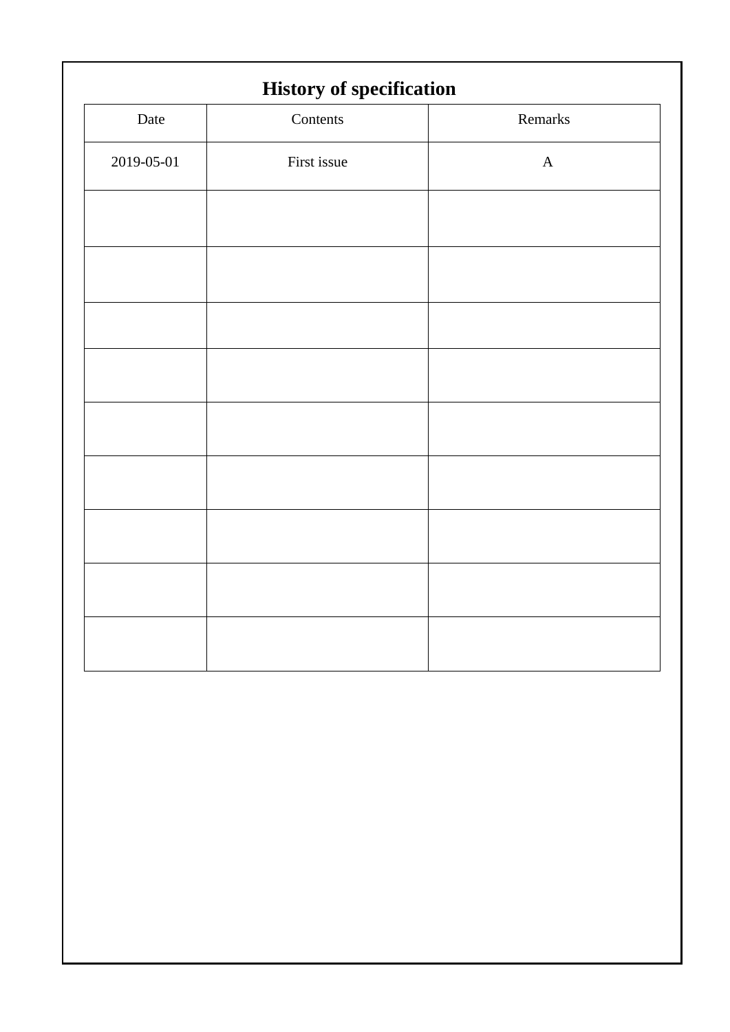# History of specification

| Date | Contents | Remarks |
|---|---|---|
| 2019-05-01 | First issue | A |
| | | |
| | | |
| | | |
| | | |
| | | |
| | | |
| | | |
| | | |
| | | |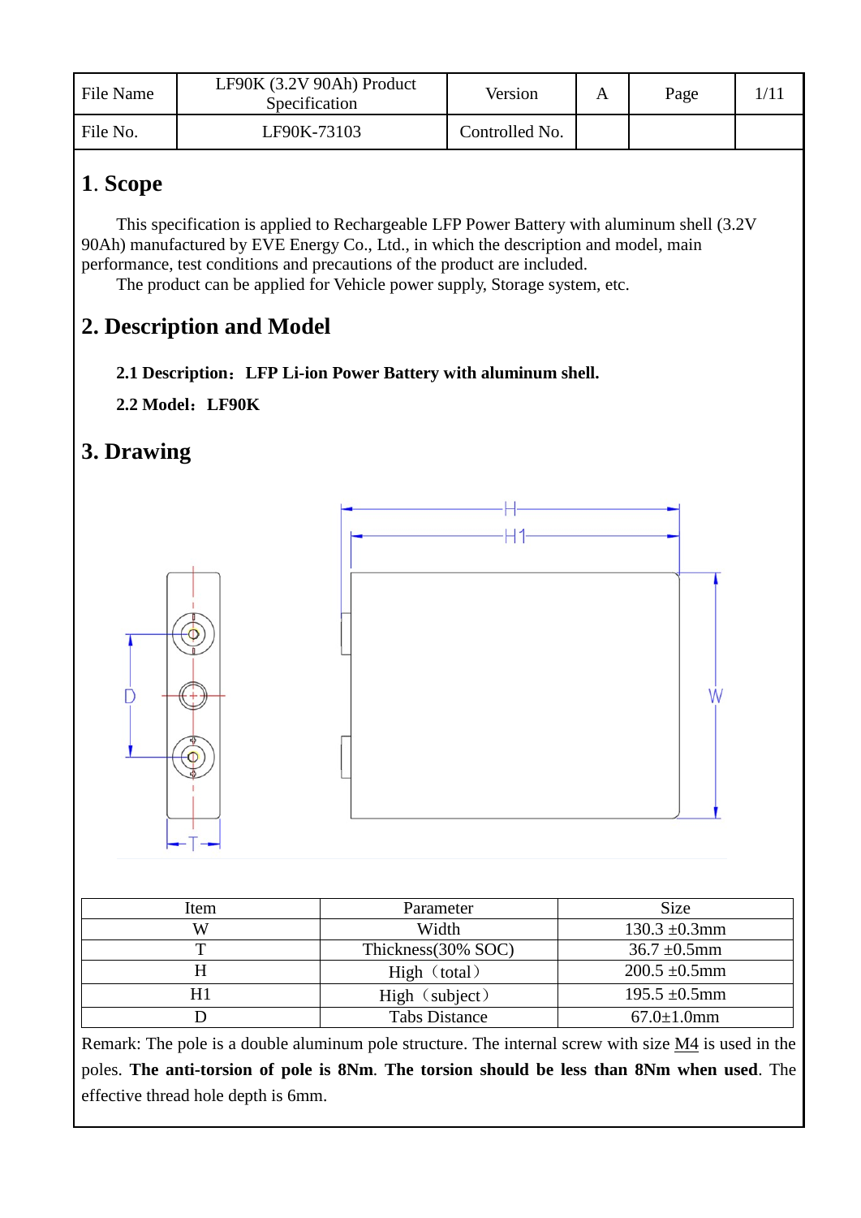| File Name | LF90K (3.2V 90Ah) Product Specification | Version | A | Page | 1/11 |
| --- | --- | --- | --- | --- | --- |
| File No. | LF90K-73103 | Controlled No. | | | |

## 1. Scope

This specification is applied to Rechargeable LFP Power Battery with aluminum shell (3.2V 90Ah) manufactured by EVE Energy Co., Ltd., in which the description and model, main performance, test conditions and precautions of the product are included.

The product can be applied for Vehicle power supply, Storage system, etc.

## 2. Description and Model

**2.1 Description：LFP Li-ion Power Battery with aluminum shell.**

**2.2 Model：LF90K**

## 3. Drawing

H

H1

D

W

T

| Item | Parameter | Size |
| --- | --- | --- |
| W | Width | 130.3 ±0.3mm |
| T | Thickness(30% SOC) | 36.7 ±0.5mm |
| H | High（total） | 200.5 ±0.5mm |
| H1 | High（subject） | 195.5 ±0.5mm |
| D | Tabs Distance | 67.0±1.0mm |

Remark: The pole is a double aluminum pole structure. The internal screw with size M4 is used in the poles. **The anti-torsion of pole is 8Nm**. **The torsion should be less than 8Nm when used**. The effective thread hole depth is 6mm.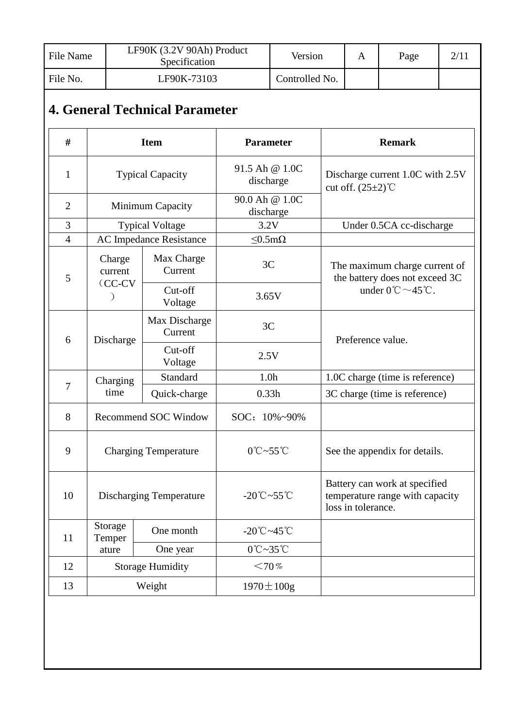## 4. General Technical Parameter

| # | Item | | Parameter | Remark |
|---|---|---|---|---|
| 1 | Typical Capacity | | 91.5 Ah @ 1.0C discharge | Discharge current 1.0C with 2.5V cut off. (25±2)℃ |
| 2 | Minimum Capacity | | 90.0 Ah @ 1.0C discharge | |
| 3 | Typical Voltage | | 3.2V | Under 0.5CA cc-discharge |
| 4 | AC Impedance Resistance | | ≤0.5mΩ | |
| 5 | Charge current （CC-CV） | Max Charge Current | 3C | The maximum charge current of the battery does not exceed 3C under 0℃～45℃. |
| | | Cut-off Voltage | 3.65V | |
| 6 | Discharge | Max Discharge Current | 3C | Preference value. |
| | | Cut-off Voltage | 2.5V | |
| 7 | Charging time | Standard | 1.0h | 1.0C charge (time is reference) |
| | | Quick-charge | 0.33h | 3C charge (time is reference) |
| 8 | Recommend SOC Window | | SOC：10%~90% | |
| 9 | Charging Temperature | | 0℃~55℃ | See the appendix for details. |
| 10 | Discharging Temperature | | -20℃~55℃ | Battery can work at specified temperature range with capacity loss in tolerance. |
| 11 | Storage Temperature | One month | -20℃~45℃ | |
| | | One year | 0℃~35℃ | |
| 12 | Storage Humidity | | ＜70％ | |
| 13 | Weight | | 1970±100g | |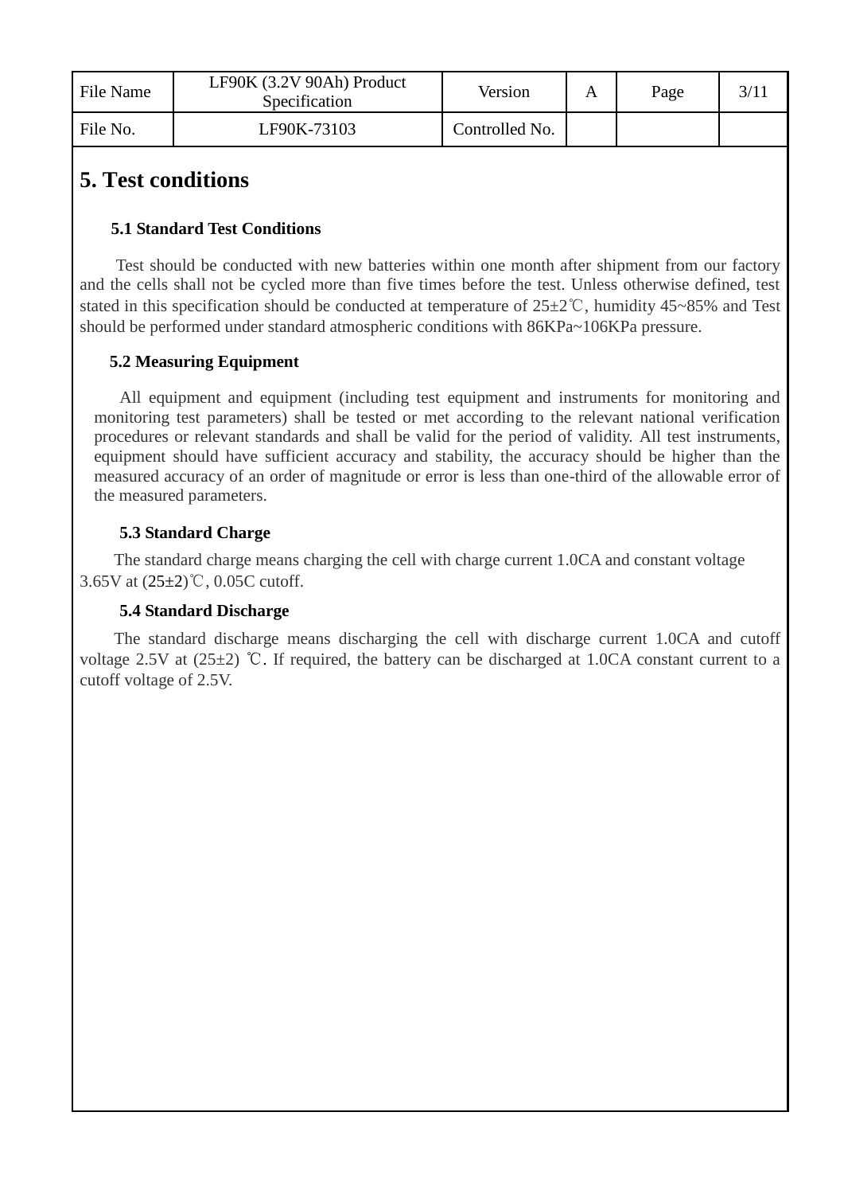## 5. Test conditions

### 5.1 Standard Test Conditions

Test should be conducted with new batteries within one month after shipment from our factory and the cells shall not be cycled more than five times before the test. Unless otherwise defined, test stated in this specification should be conducted at temperature of 25±2℃, humidity 45~85% and Test should be performed under standard atmospheric conditions with 86KPa~106KPa pressure.

### 5.2 Measuring Equipment

All equipment and equipment (including test equipment and instruments for monitoring and monitoring test parameters) shall be tested or met according to the relevant national verification procedures or relevant standards and shall be valid for the period of validity. All test instruments, equipment should have sufficient accuracy and stability, the accuracy should be higher than the measured accuracy of an order of magnitude or error is less than one-third of the allowable error of the measured parameters.

### 5.3 Standard Charge

The standard charge means charging the cell with charge current 1.0CA and constant voltage 3.65V at (25±2)℃, 0.05C cutoff.

### 5.4 Standard Discharge

The standard discharge means discharging the cell with discharge current 1.0CA and cutoff voltage 2.5V at (25±2) ℃. If required, the battery can be discharged at 1.0CA constant current to a cutoff voltage of 2.5V.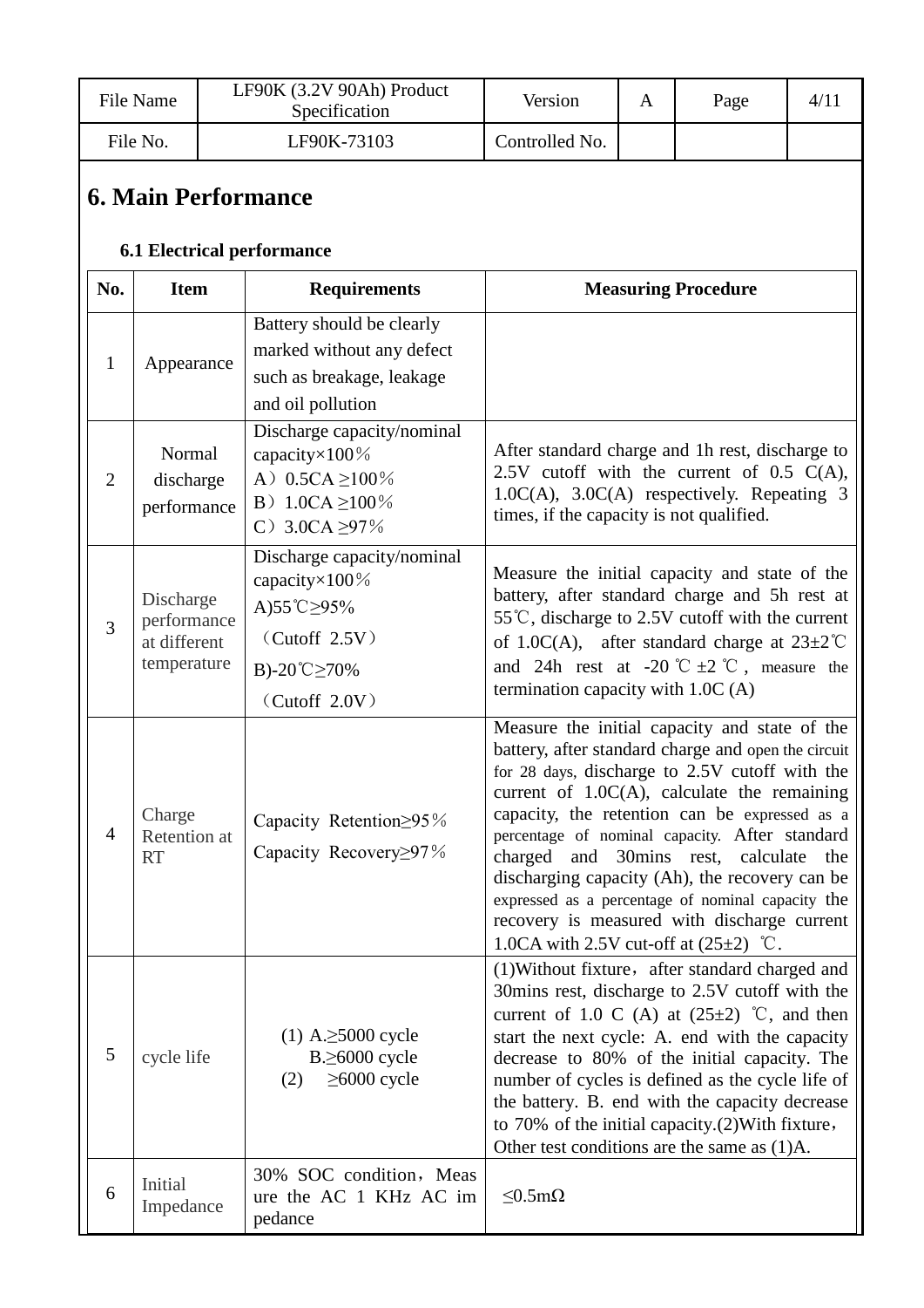# 6. Main Performance

### 6.1 Electrical performance

| No. | Item | Requirements | Measuring Procedure |
|---|---|---|---|
| 1 | Appearance | Battery should be clearly marked without any defect such as breakage, leakage and oil pollution | |
| 2 | Normal discharge performance | Discharge capacity/nominal capacity×100％<br>A）0.5CA ≥100％<br>B）1.0CA ≥100％<br>C）3.0CA ≥97％ | After standard charge and 1h rest, discharge to 2.5V cutoff with the current of 0.5 C(A), 1.0C(A), 3.0C(A) respectively. Repeating 3 times, if the capacity is not qualified. |
| 3 | Discharge performance at different temperature | Discharge capacity/nominal capacity×100％<br>A)55℃≥95%<br>（Cutoff 2.5V）<br>B)-20℃≥70%<br>（Cutoff 2.0V） | Measure the initial capacity and state of the battery, after standard charge and 5h rest at 55℃, discharge to 2.5V cutoff with the current of 1.0C(A), after standard charge at 23±2℃ and 24h rest at -20℃±2℃, measure the termination capacity with 1.0C (A) |
| 4 | Charge Retention at RT | Capacity Retention≥95％<br>Capacity Recovery≥97％ | Measure the initial capacity and state of the battery, after standard charge and open the circuit for 28 days, discharge to 2.5V cutoff with the current of 1.0C(A), calculate the remaining capacity, the retention can be expressed as a percentage of nominal capacity. After standard charged and 30mins rest, calculate the discharging capacity (Ah), the recovery can be expressed as a percentage of nominal capacity the recovery is measured with discharge current 1.0CA with 2.5V cut-off at (25±2) ℃. |
| 5 | cycle life | (1) A.≥5000 cycle<br>B.≥6000 cycle<br>(2) ≥6000 cycle | (1)Without fixture，after standard charged and 30mins rest, discharge to 2.5V cutoff with the current of 1.0 C (A) at (25±2) ℃, and then start the next cycle: A. end with the capacity decrease to 80% of the initial capacity. The number of cycles is defined as the cycle life of the battery. B. end with the capacity decrease to 70% of the initial capacity.(2)With fixture，Other test conditions are the same as (1)A. |
| 6 | Initial Impedance | 30% SOC condition，Measure the AC 1 KHz AC impedance | ≤0.5mΩ |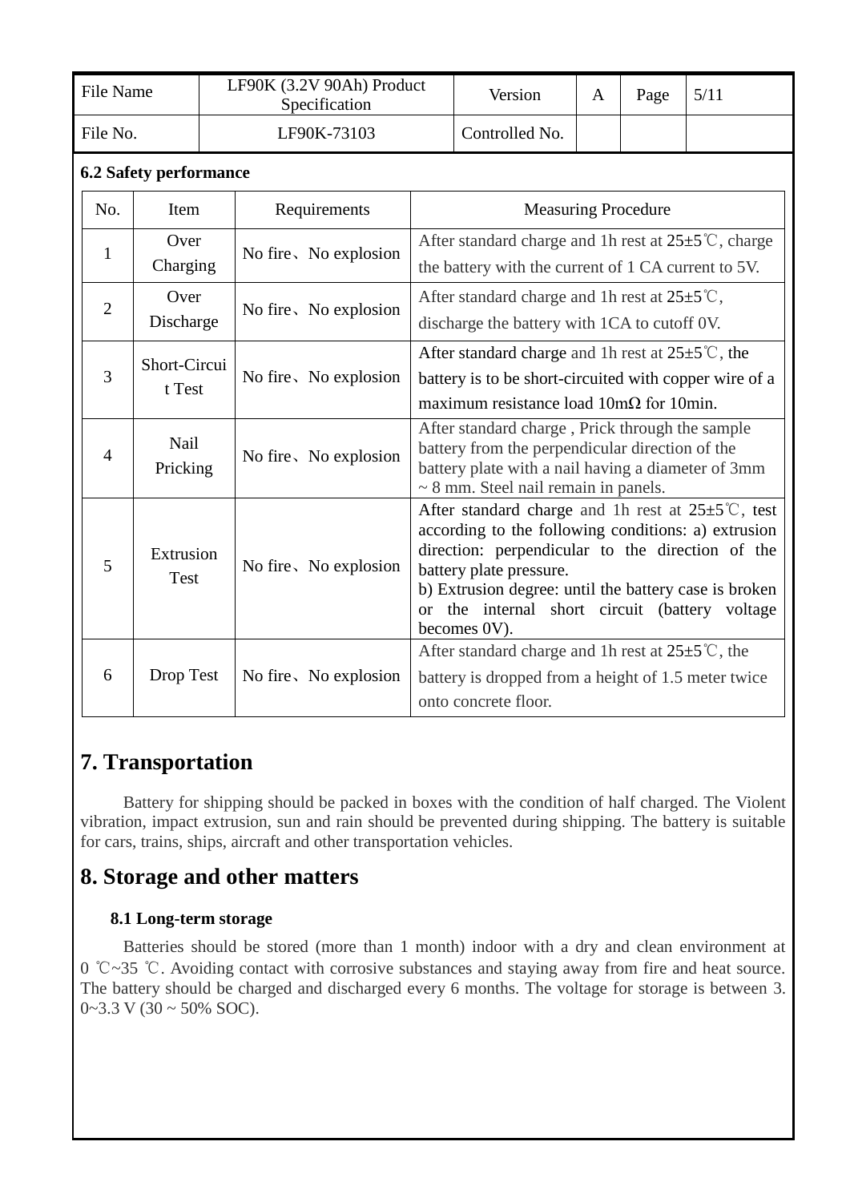**6.2 Safety performance**

| No. | Item | Requirements | Measuring Procedure |
|---|---|---|---|
| 1 | Over Charging | No fire、No explosion | After standard charge and 1h rest at 25±5℃, charge the battery with the current of 1 CA current to 5V. |
| 2 | Over Discharge | No fire、No explosion | After standard charge and 1h rest at 25±5℃, discharge the battery with 1CA to cutoff 0V. |
| 3 | Short-Circuit Test | No fire、No explosion | After standard charge and 1h rest at 25±5℃, the battery is to be short-circuited with copper wire of a maximum resistance load 10mΩ for 10min. |
| 4 | Nail Pricking | No fire、No explosion | After standard charge , Prick through the sample battery from the perpendicular direction of the battery plate with a nail having a diameter of 3mm ~ 8 mm. Steel nail remain in panels. |
| 5 | Extrusion Test | No fire、No explosion | After standard charge and 1h rest at 25±5℃, test according to the following conditions: a) extrusion direction: perpendicular to the direction of the battery plate pressure.<br>b) Extrusion degree: until the battery case is broken or the internal short circuit (battery voltage becomes 0V). |
| 6 | Drop Test | No fire、No explosion | After standard charge and 1h rest at 25±5℃, the battery is dropped from a height of 1.5 meter twice onto concrete floor. |

# 7. Transportation

Battery for shipping should be packed in boxes with the condition of half charged. The Violent vibration, impact extrusion, sun and rain should be prevented during shipping. The battery is suitable for cars, trains, ships, aircraft and other transportation vehicles.

# 8. Storage and other matters

**8.1 Long-term storage**

Batteries should be stored (more than 1 month) indoor with a dry and clean environment at 0 ℃~35 ℃. Avoiding contact with corrosive substances and staying away from fire and heat source. The battery should be charged and discharged every 6 months. The voltage for storage is between 3.0~3.3 V (30 ~ 50% SOC).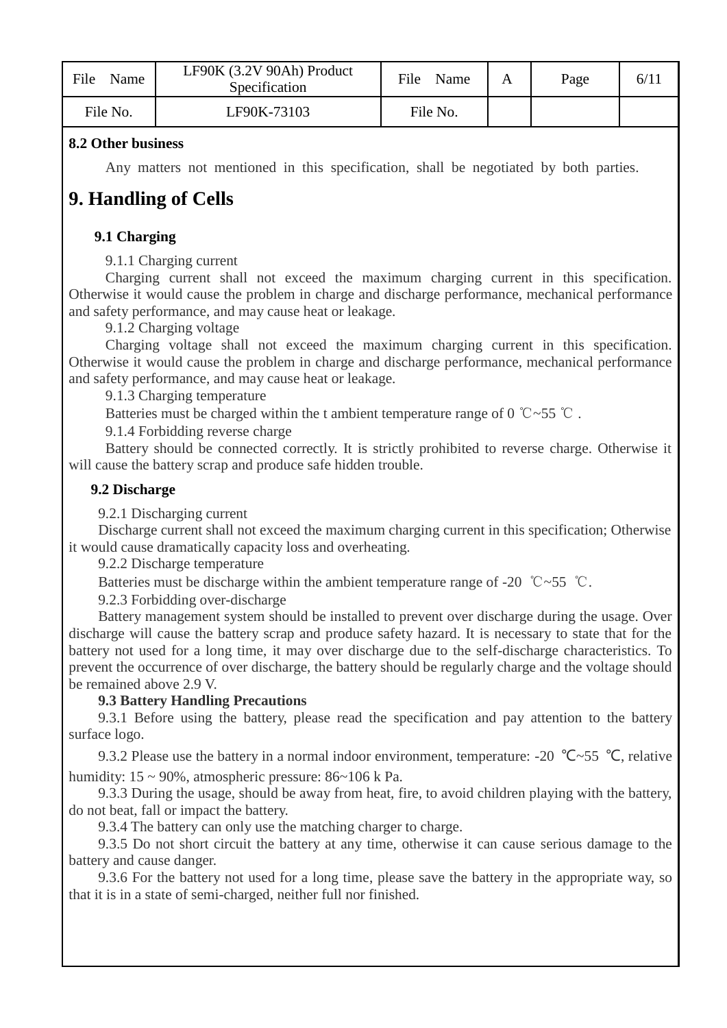**8.2 Other business**

Any matters not mentioned in this specification, shall be negotiated by both parties.

# 9. Handling of Cells

**9.1 Charging**

9.1.1 Charging current

Charging current shall not exceed the maximum charging current in this specification. Otherwise it would cause the problem in charge and discharge performance, mechanical performance and safety performance, and may cause heat or leakage.

9.1.2 Charging voltage

Charging voltage shall not exceed the maximum charging current in this specification. Otherwise it would cause the problem in charge and discharge performance, mechanical performance and safety performance, and may cause heat or leakage.

9.1.3 Charging temperature

Batteries must be charged within the t ambient temperature range of 0 ℃~55 ℃ .

9.1.4 Forbidding reverse charge

Battery should be connected correctly. It is strictly prohibited to reverse charge. Otherwise it will cause the battery scrap and produce safe hidden trouble.

**9.2 Discharge**

9.2.1 Discharging current

Discharge current shall not exceed the maximum charging current in this specification; Otherwise it would cause dramatically capacity loss and overheating.

9.2.2 Discharge temperature

Batteries must be discharge within the ambient temperature range of -20 ℃~55 ℃.

9.2.3 Forbidding over-discharge

Battery management system should be installed to prevent over discharge during the usage. Over discharge will cause the battery scrap and produce safety hazard. It is necessary to state that for the battery not used for a long time, it may over discharge due to the self-discharge characteristics. To prevent the occurrence of over discharge, the battery should be regularly charge and the voltage should be remained above 2.9 V.

**9.3 Battery Handling Precautions**

9.3.1 Before using the battery, please read the specification and pay attention to the battery surface logo.

9.3.2 Please use the battery in a normal indoor environment, temperature: -20 ℃~55 ℃, relative humidity: 15 ~ 90%, atmospheric pressure: 86~106 k Pa.

9.3.3 During the usage, should be away from heat, fire, to avoid children playing with the battery, do not beat, fall or impact the battery.

9.3.4 The battery can only use the matching charger to charge.

9.3.5 Do not short circuit the battery at any time, otherwise it can cause serious damage to the battery and cause danger.

9.3.6 For the battery not used for a long time, please save the battery in the appropriate way, so that it is in a state of semi-charged, neither full nor finished.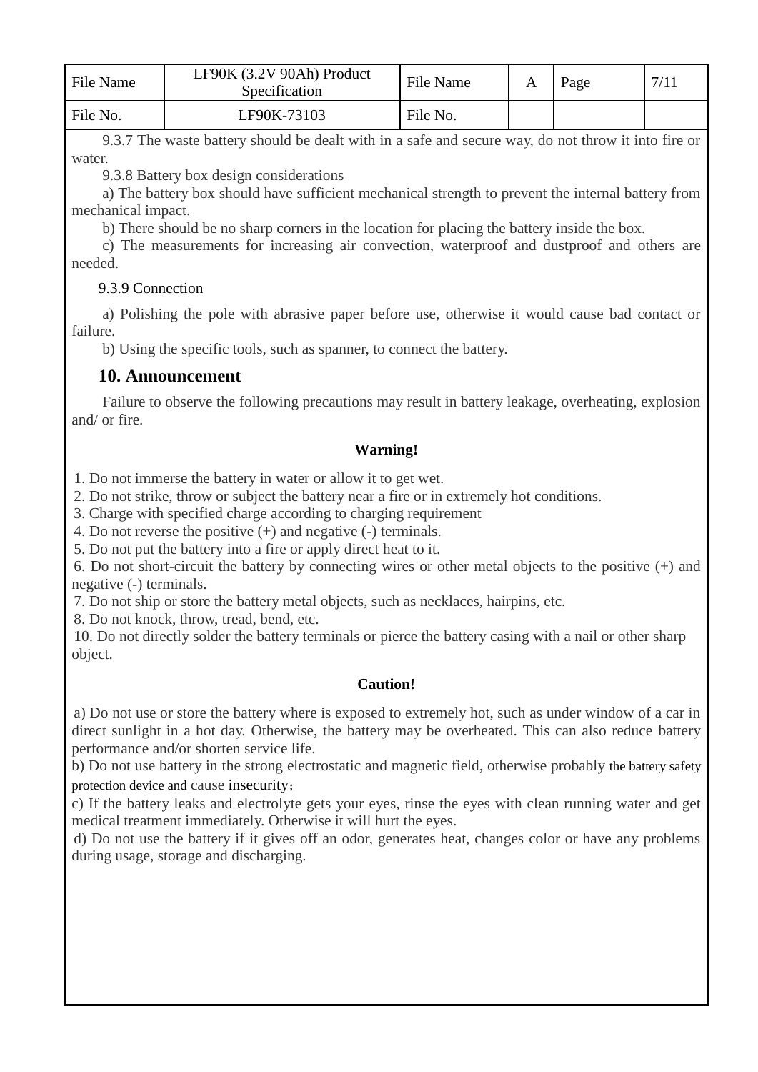9.3.7 The waste battery should be dealt with in a safe and secure way, do not throw it into fire or water.

9.3.8 Battery box design considerations

a) The battery box should have sufficient mechanical strength to prevent the internal battery from mechanical impact.

b) There should be no sharp corners in the location for placing the battery inside the box.

c) The measurements for increasing air convection, waterproof and dustproof and others are needed.

9.3.9 Connection

a) Polishing the pole with abrasive paper before use, otherwise it would cause bad contact or failure.

b) Using the specific tools, such as spanner, to connect the battery.

## 10. Announcement

Failure to observe the following precautions may result in battery leakage, overheating, explosion and/ or fire.

**Warning!**

1. Do not immerse the battery in water or allow it to get wet.
2. Do not strike, throw or subject the battery near a fire or in extremely hot conditions.
3. Charge with specified charge according to charging requirement
4. Do not reverse the positive (+) and negative (-) terminals.
5. Do not put the battery into a fire or apply direct heat to it.
6. Do not short-circuit the battery by connecting wires or other metal objects to the positive (+) and negative (-) terminals.
7. Do not ship or store the battery metal objects, such as necklaces, hairpins, etc.
8. Do not knock, throw, tread, bend, etc.

10. Do not directly solder the battery terminals or pierce the battery casing with a nail or other sharp object.

**Caution!**

a) Do not use or store the battery where is exposed to extremely hot, such as under window of a car in direct sunlight in a hot day. Otherwise, the battery may be overheated. This can also reduce battery performance and/or shorten service life.

b) Do not use battery in the strong electrostatic and magnetic field, otherwise probably the battery safety protection device and cause insecurity;

c) If the battery leaks and electrolyte gets your eyes, rinse the eyes with clean running water and get medical treatment immediately. Otherwise it will hurt the eyes.

d) Do not use the battery if it gives off an odor, generates heat, changes color or have any problems during usage, storage and discharging.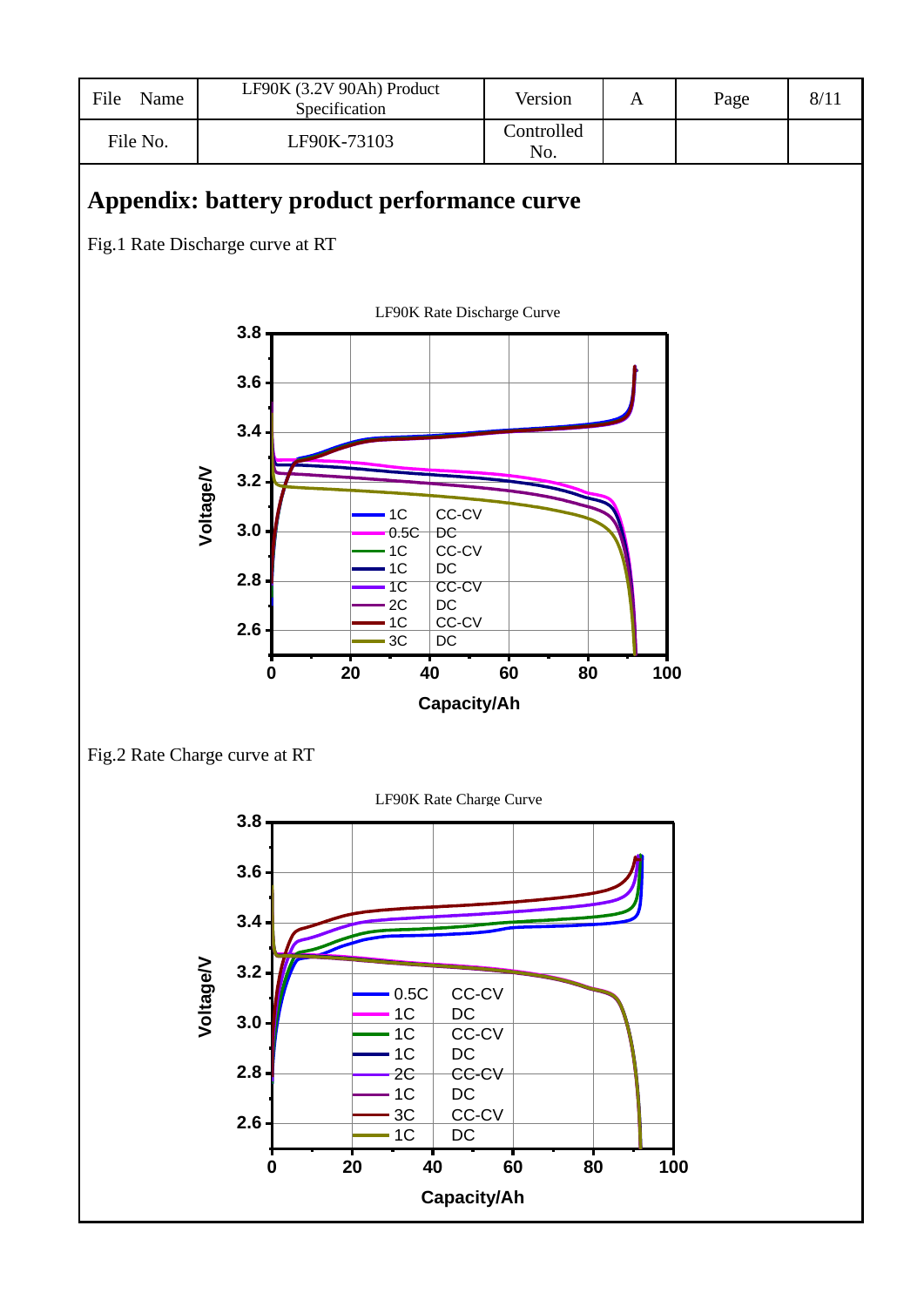# Appendix: battery product performance curve

Fig.1 Rate Discharge curve at RT

LF90K Rate Discharge Curve

Voltage/V

3.8
3.6
3.4
3.2
3.0
2.8
2.6

0
20
40
60
80
100

Capacity/Ah

1C CC-CV
0.5C DC
1C CC-CV
1C DC
1C CC-CV
2C DC
1C CC-CV
3C DC

Fig.2 Rate Charge curve at RT

LF90K Rate Charge Curve

Voltage/V

3.8
3.6
3.4
3.2
3.0
2.8
2.6

0
20
40
60
80
100

Capacity/Ah

0.5C CC-CV
1C DC
1C CC-CV
1C DC
2C CC-CV
1C DC
3C CC-CV
1C DC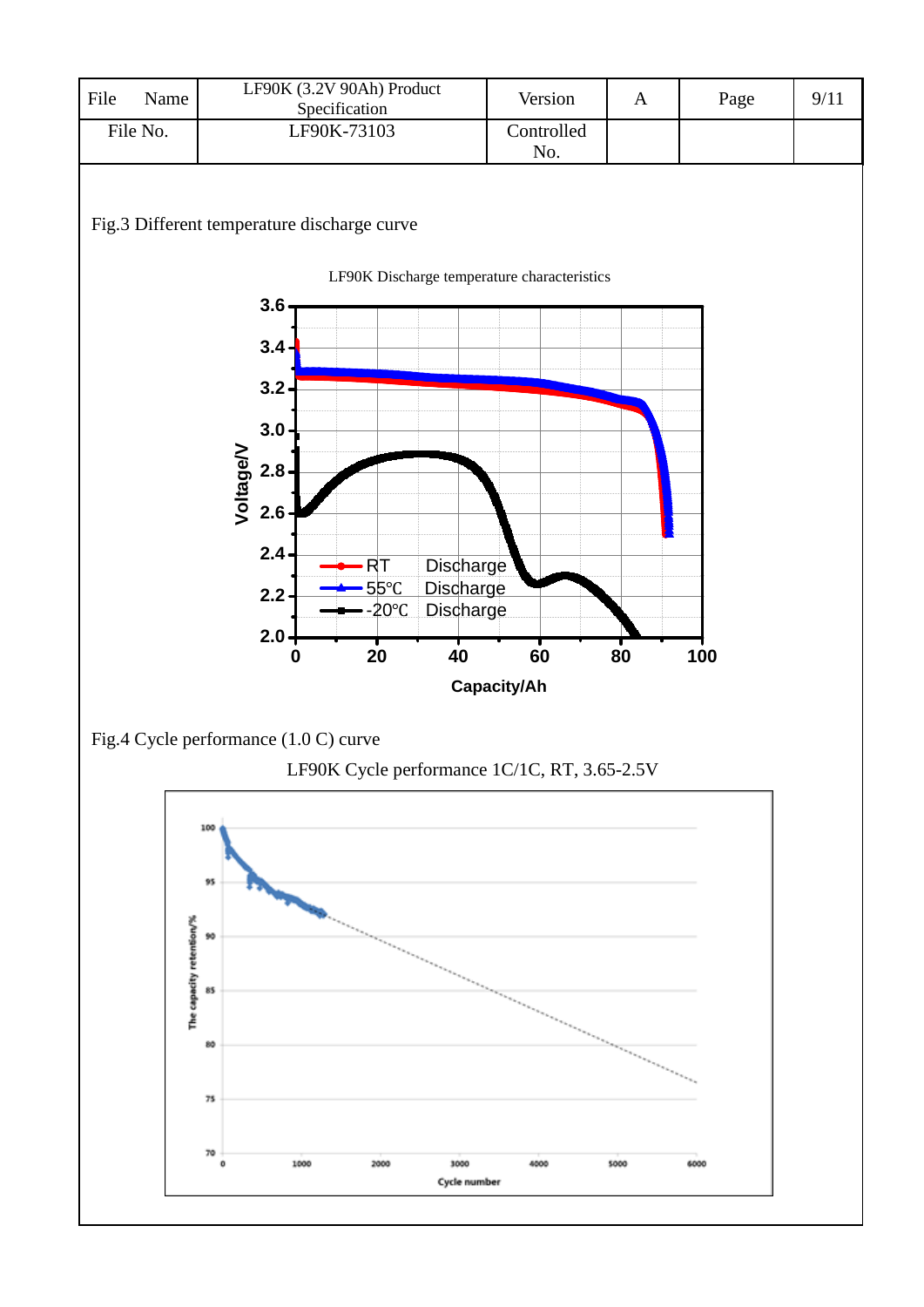Fig.3 Different temperature discharge curve

LF90K Discharge temperature characteristics

Voltage/V

3.6
3.4
3.2
3.0
2.8
2.6
2.4
2.2
2.0

0 20 40 60 80 100

Capacity/Ah

RT Discharge
55℃ Discharge
-20℃ Discharge

Fig.4 Cycle performance (1.0 C) curve

LF90K Cycle performance 1C/1C, RT, 3.65-2.5V

The capacity retention/%

100
95
90
85
80
75
70

0 1000 2000 3000 4000 5000 6000

Cycle number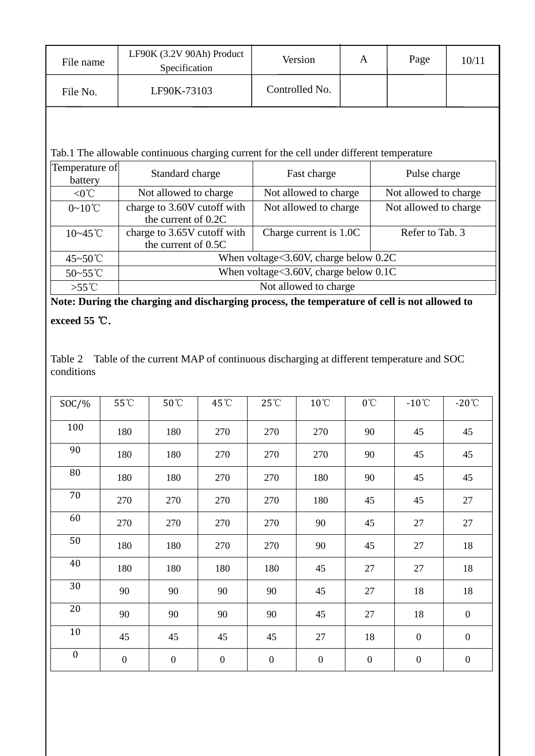Tab.1 The allowable continuous charging current for the cell under different temperature

| Temperature of battery | Standard charge | Fast charge | Pulse charge |
|---|---|---|---|
| <0℃ | Not allowed to charge | Not allowed to charge | Not allowed to charge |
| 0~10℃ | charge to 3.60V cutoff with the current of 0.2C | Not allowed to charge | Not allowed to charge |
| 10~45℃ | charge to 3.65V cutoff with the current of 0.5C | Charge current is 1.0C | Refer to Tab. 3 |
| 45~50℃ | When voltage<3.60V, charge below 0.2C | | |
| 50~55℃ | When voltage<3.60V, charge below 0.1C | | |
| >55℃ | Not allowed to charge | | |

**Note: During the charging and discharging process, the temperature of cell is not allowed to exceed 55 ℃.**

Table 2 Table of the current MAP of continuous discharging at different temperature and SOC conditions

| SOC/% | 55℃ | 50℃ | 45℃ | 25℃ | 10℃ | 0℃ | -10℃ | -20℃ |
|---|---|---|---|---|---|---|---|---|
| 100 | 180 | 180 | 270 | 270 | 270 | 90 | 45 | 45 |
| 90 | 180 | 180 | 270 | 270 | 270 | 90 | 45 | 45 |
| 80 | 180 | 180 | 270 | 270 | 180 | 90 | 45 | 45 |
| 70 | 270 | 270 | 270 | 270 | 180 | 45 | 45 | 27 |
| 60 | 270 | 270 | 270 | 270 | 90 | 45 | 27 | 27 |
| 50 | 180 | 180 | 270 | 270 | 90 | 45 | 27 | 18 |
| 40 | 180 | 180 | 180 | 180 | 45 | 27 | 27 | 18 |
| 30 | 90 | 90 | 90 | 90 | 45 | 27 | 18 | 18 |
| 20 | 90 | 90 | 90 | 90 | 45 | 27 | 18 | 0 |
| 10 | 45 | 45 | 45 | 45 | 27 | 18 | 0 | 0 |
| 0 | 0 | 0 | 0 | 0 | 0 | 0 | 0 | 0 |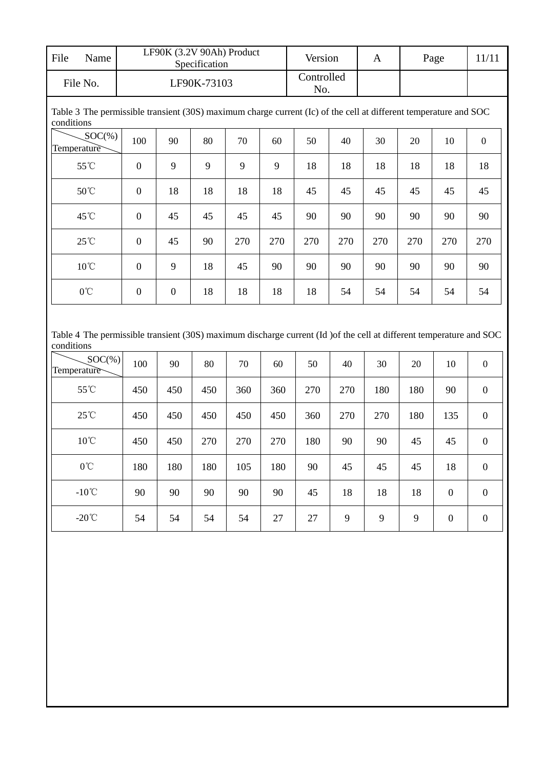Table 3 The permissible transient (30S) maximum charge current (Ic) of the cell at different temperature and SOC conditions

| Temperature \ SOC(%) | 100 | 90 | 80 | 70 | 60 | 50 | 40 | 30 | 20 | 10 | 0 |
|---|---|---|---|---|---|---|---|---|---|---|---|
| 55℃ | 0 | 9 | 9 | 9 | 9 | 18 | 18 | 18 | 18 | 18 | 18 |
| 50℃ | 0 | 18 | 18 | 18 | 18 | 45 | 45 | 45 | 45 | 45 | 45 |
| 45℃ | 0 | 45 | 45 | 45 | 45 | 90 | 90 | 90 | 90 | 90 | 90 |
| 25℃ | 0 | 45 | 90 | 270 | 270 | 270 | 270 | 270 | 270 | 270 | 270 |
| 10℃ | 0 | 9 | 18 | 45 | 90 | 90 | 90 | 90 | 90 | 90 | 90 |
| 0℃ | 0 | 0 | 18 | 18 | 18 | 18 | 54 | 54 | 54 | 54 | 54 |

Table 4 The permissible transient (30S) maximum discharge current (Id )of the cell at different temperature and SOC conditions

| Temperature \ SOC(%) | 100 | 90 | 80 | 70 | 60 | 50 | 40 | 30 | 20 | 10 | 0 |
|---|---|---|---|---|---|---|---|---|---|---|---|
| 55℃ | 450 | 450 | 450 | 360 | 360 | 270 | 270 | 180 | 180 | 90 | 0 |
| 25℃ | 450 | 450 | 450 | 450 | 450 | 360 | 270 | 270 | 180 | 135 | 0 |
| 10℃ | 450 | 450 | 270 | 270 | 270 | 180 | 90 | 90 | 45 | 45 | 0 |
| 0℃ | 180 | 180 | 180 | 105 | 180 | 90 | 45 | 45 | 45 | 18 | 0 |
| -10℃ | 90 | 90 | 90 | 90 | 90 | 45 | 18 | 18 | 18 | 0 | 0 |
| -20℃ | 54 | 54 | 54 | 54 | 27 | 27 | 9 | 9 | 9 | 0 | 0 |